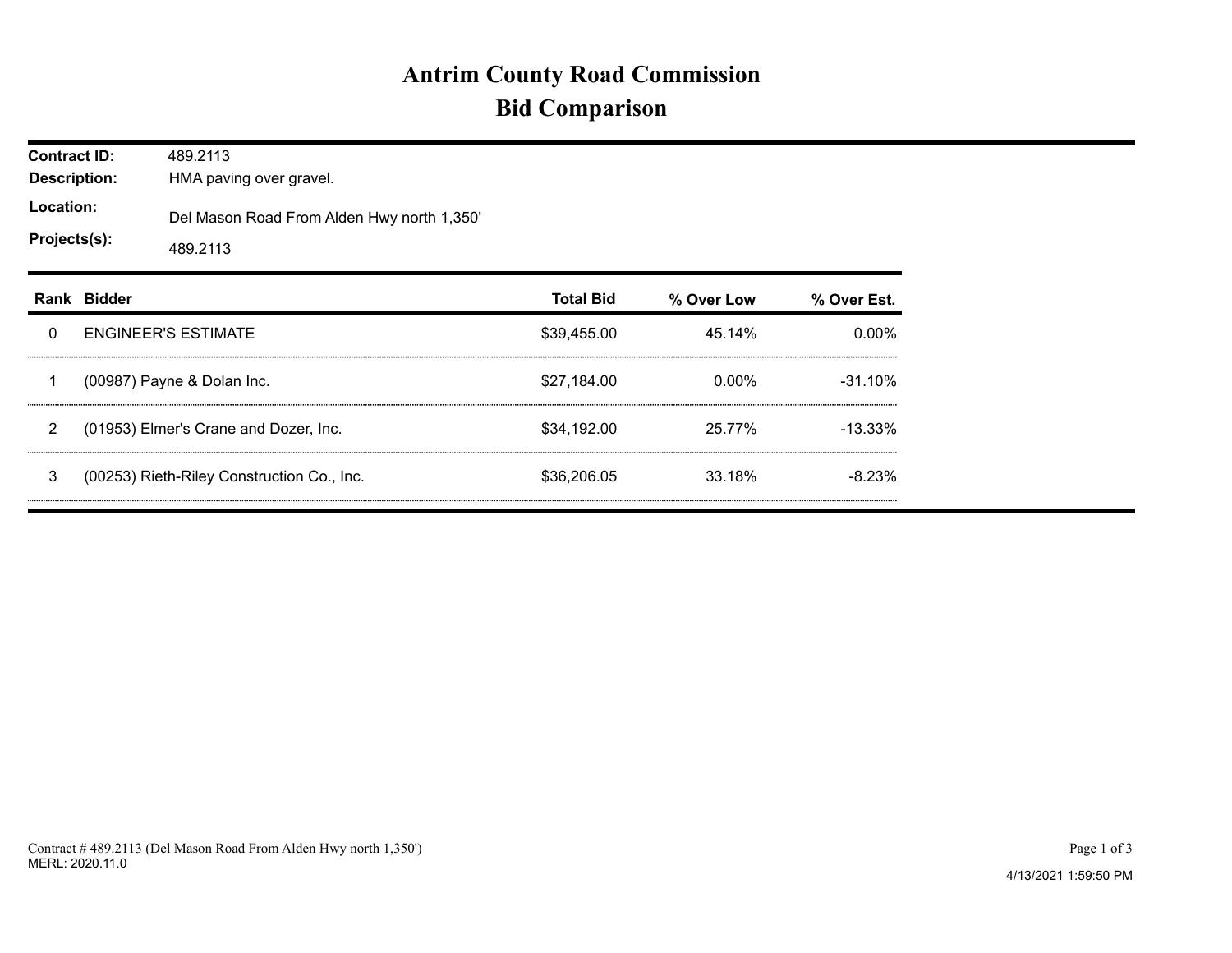# Antrim County Road Commission
## Bid Comparison

**Contract ID:** 489.2113
**Description:** HMA paving over gravel.
**Location:** Del Mason Road From Alden Hwy north 1,350'
**Projects(s):** 489.2113

| Rank | Bidder | Total Bid | % Over Low | % Over Est. |
|---|---|---|---|---|
| 0 | ENGINEER'S ESTIMATE | $39,455.00 | 45.14% | 0.00% |
| 1 | (00987) Payne & Dolan Inc. | $27,184.00 | 0.00% | -31.10% |
| 2 | (01953) Elmer's Crane and Dozer, Inc. | $34,192.00 | 25.77% | -13.33% |
| 3 | (00253) Rieth-Riley Construction Co., Inc. | $36,206.05 | 33.18% | -8.23% |

Contract # 489.2113 (Del Mason Road From Alden Hwy north 1,350')
MERL: 2020.11.0

4/13/2021 1:59:50 PM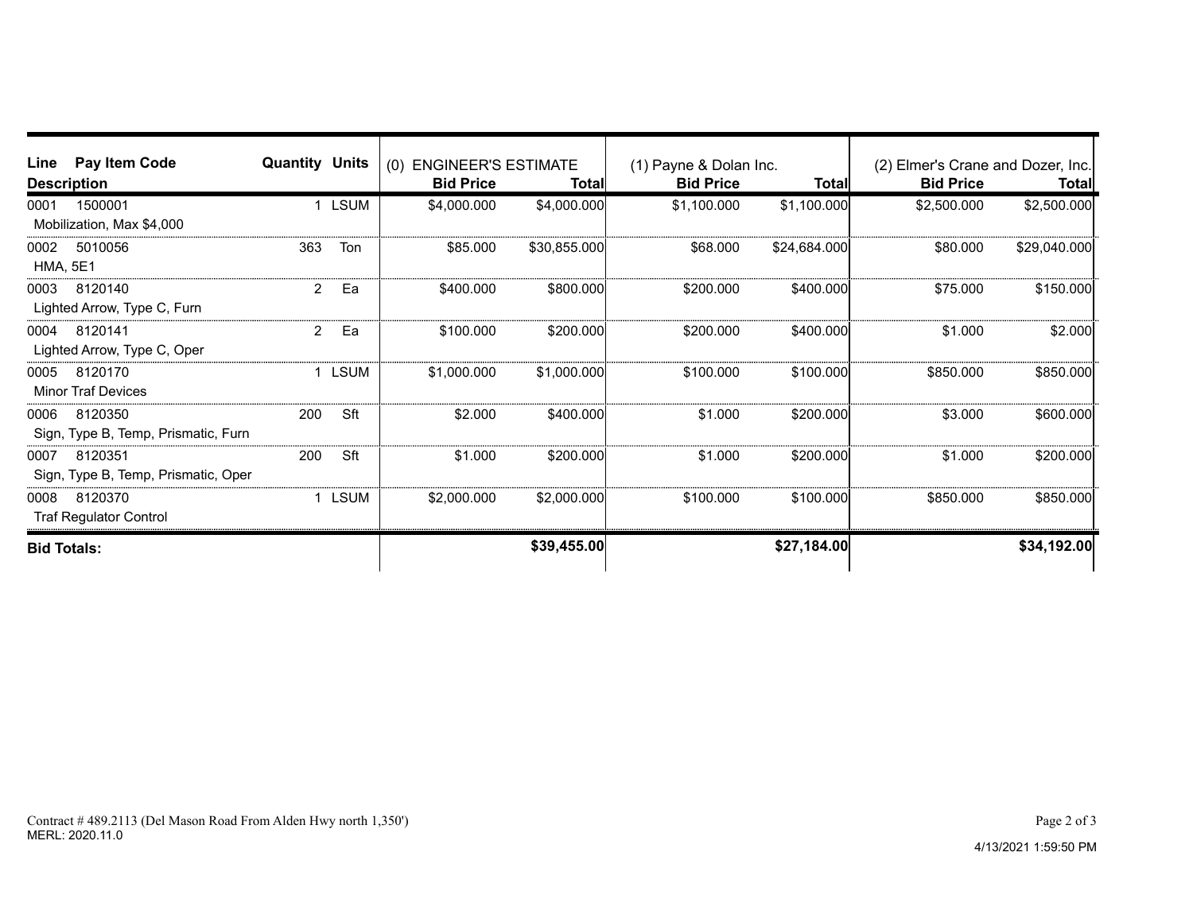| Line | Pay Item Code | Quantity | Units | (0) ENGINEER'S ESTIMATE | | (1) Payne & Dolan Inc. | | (2) Elmer's Crane and Dozer, Inc. | |
|---|---|---|---|---|---|---|---|---|---|
| Description | | | | Bid Price | Total | Bid Price | Total | Bid Price | Total |
| 0001 | 1500001 | 1 | LSUM | $4,000.000 | $4,000.000 | $1,100.000 | $1,100.000 | $2,500.000 | $2,500.000 |
| Mobilization, Max $4,000 | | | | | | | | | |
| 0002 | 5010056 | 363 | Ton | $85.000 | $30,855.000 | $68.000 | $24,684.000 | $80.000 | $29,040.000 |
| HMA, 5E1 | | | | | | | | | |
| 0003 | 8120140 | 2 | Ea | $400.000 | $800.000 | $200.000 | $400.000 | $75.000 | $150.000 |
| Lighted Arrow, Type C, Furn | | | | | | | | | |
| 0004 | 8120141 | 2 | Ea | $100.000 | $200.000 | $200.000 | $400.000 | $1.000 | $2.000 |
| Lighted Arrow, Type C, Oper | | | | | | | | | |
| 0005 | 8120170 | 1 | LSUM | $1,000.000 | $1,000.000 | $100.000 | $100.000 | $850.000 | $850.000 |
| Minor Traf Devices | | | | | | | | | |
| 0006 | 8120350 | 200 | Sft | $2.000 | $400.000 | $1.000 | $200.000 | $3.000 | $600.000 |
| Sign, Type B, Temp, Prismatic, Furn | | | | | | | | | |
| 0007 | 8120351 | 200 | Sft | $1.000 | $200.000 | $1.000 | $200.000 | $1.000 | $200.000 |
| Sign, Type B, Temp, Prismatic, Oper | | | | | | | | | |
| 0008 | 8120370 | 1 | LSUM | $2,000.000 | $2,000.000 | $100.000 | $100.000 | $850.000 | $850.000 |
| Traf Regulator Control | | | | | | | | | |
| **Bid Totals:** | | | | | **$39,455.00** | | **$27,184.00** | | **$34,192.00** |

Contract # 489.2113 (Del Mason Road From Alden Hwy north 1,350')
MERL: 2020.11.0

4/13/2021 1:59:50 PM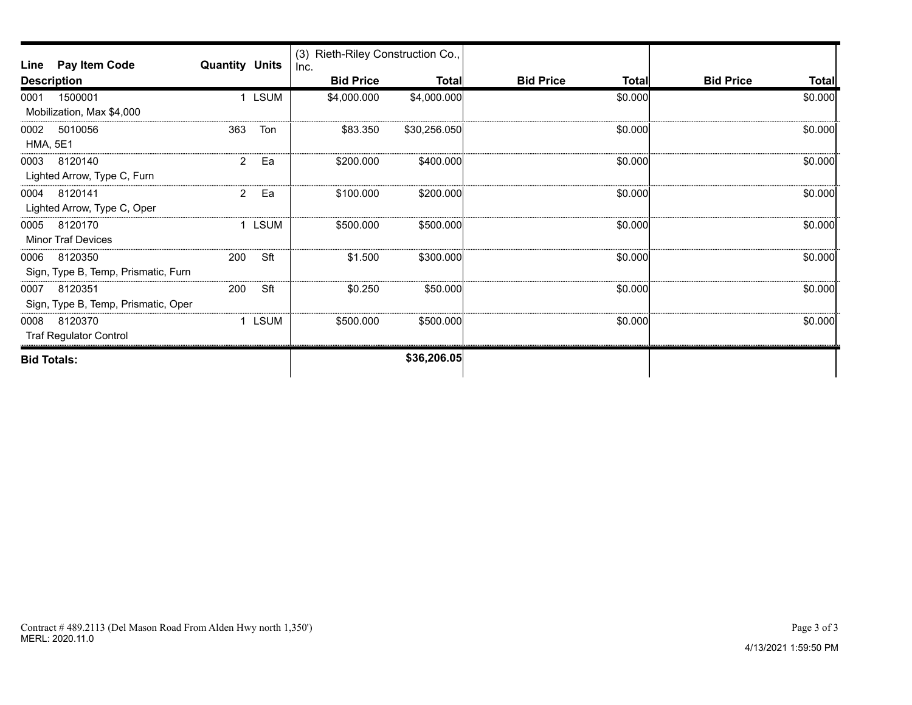| Line | Pay Item Code | Quantity | Units | (3) Rieth-Riley Construction Co., Inc. | | | | | |
|---|---|---|---|---|---|---|---|---|---|
| Description | | | | Bid Price | Total | Bid Price | Total | Bid Price | Total |
| 0001 | 1500001 | 1 | LSUM | $4,000.000 | $4,000.000 | | $0.000 | | $0.000 |
| Mobilization, Max $4,000 | | | | | | | | | |
| 0002 | 5010056 | 363 | Ton | $83.350 | $30,256.050 | | $0.000 | | $0.000 |
| HMA, 5E1 | | | | | | | | | |
| 0003 | 8120140 | 2 | Ea | $200.000 | $400.000 | | $0.000 | | $0.000 |
| Lighted Arrow, Type C, Furn | | | | | | | | | |
| 0004 | 8120141 | 2 | Ea | $100.000 | $200.000 | | $0.000 | | $0.000 |
| Lighted Arrow, Type C, Oper | | | | | | | | | |
| 0005 | 8120170 | 1 | LSUM | $500.000 | $500.000 | | $0.000 | | $0.000 |
| Minor Traf Devices | | | | | | | | | |
| 0006 | 8120350 | 200 | Sft | $1.500 | $300.000 | | $0.000 | | $0.000 |
| Sign, Type B, Temp, Prismatic, Furn | | | | | | | | | |
| 0007 | 8120351 | 200 | Sft | $0.250 | $50.000 | | $0.000 | | $0.000 |
| Sign, Type B, Temp, Prismatic, Oper | | | | | | | | | |
| 0008 | 8120370 | 1 | LSUM | $500.000 | $500.000 | | $0.000 | | $0.000 |
| Traf Regulator Control | | | | | | | | | |
| **Bid Totals:** | | | | | **$36,206.05** | | | | |

Contract # 489.2113 (Del Mason Road From Alden Hwy north 1,350')
MERL: 2020.11.0

4/13/2021 1:59:50 PM